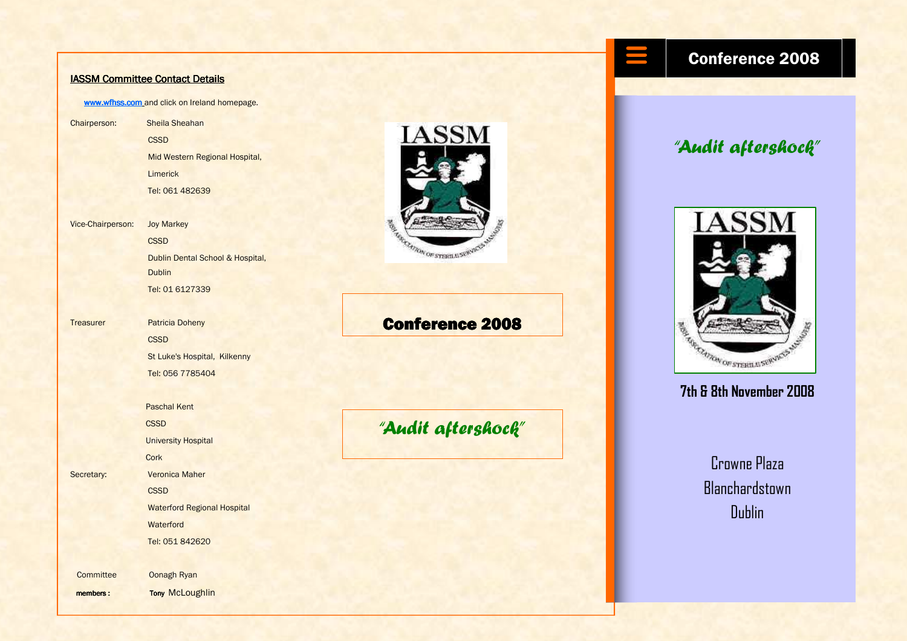## IASSM Committee Contact Details

www.wfhss.com and click on Ireland homepage.

Chairperson: Sheila Sheahan
CSSD
Mid Western Regional Hospital,
Limerick
Tel: 061 482639

Vice-Chairperson: Joy Markey
CSSD
Dublin Dental School & Hospital,
Dublin
Tel: 01 6127339

Treasurer: Patricia Doheny
CSSD
St Luke's Hospital, Kilkenny
Tel: 056 7785404

Paschal Kent
CSSD
University Hospital
Cork

Secretary: Veronica Maher
CSSD
Waterford Regional Hospital
Waterford
Tel: 051 842620

Committee members: Oonagh Ryan
Tony McLoughlin

# Conference 2008

*"Audit aftershock"*

# Conference 2008

*"Audit aftershock"*

**7th & 8th November 2008**

Crowne Plaza
Blanchardstown
Dublin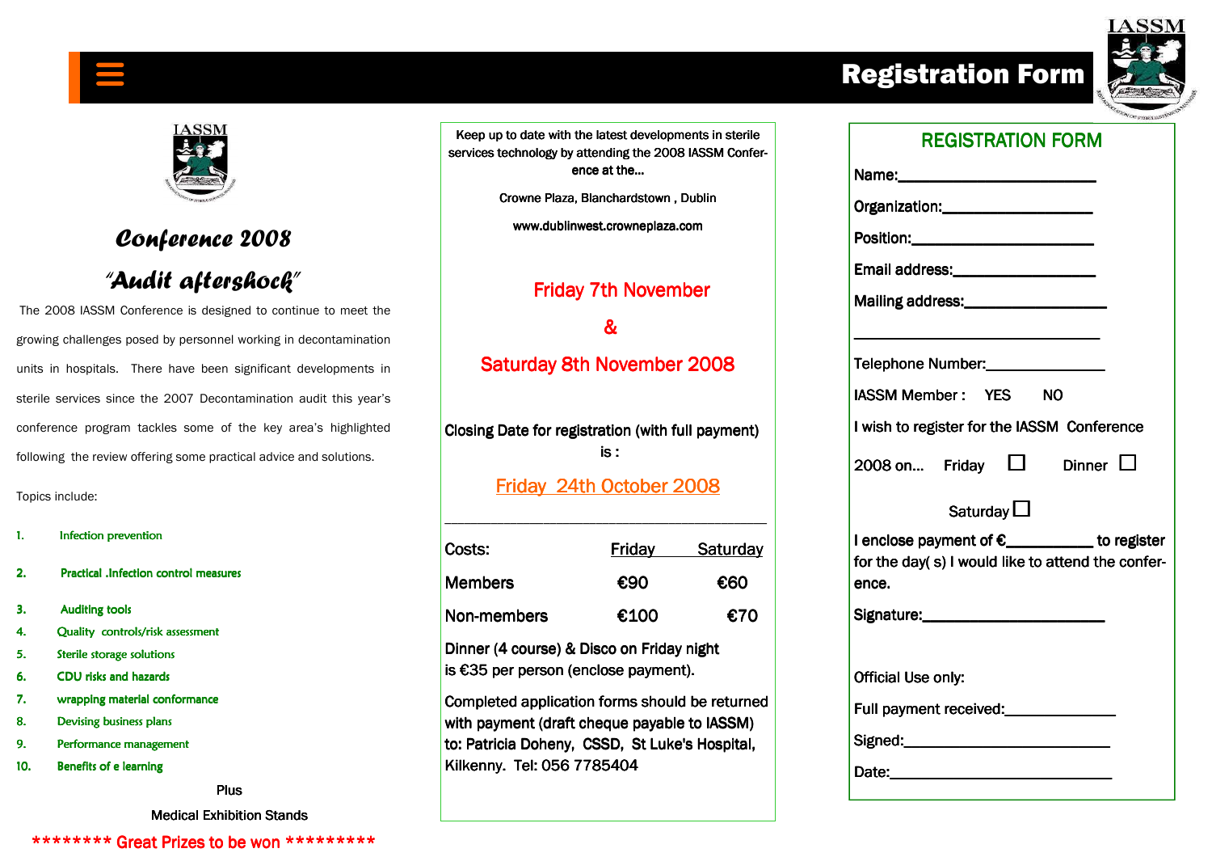# Registration Form

IASSM

## *Conference 2008*

## *"Audit aftershock"*

The 2008 IASSM Conference is designed to continue to meet the growing challenges posed by personnel working in decontamination units in hospitals. There have been significant developments in sterile services since the 2007 Decontamination audit this year's conference program tackles some of the key area's highlighted following the review offering some practical advice and solutions.

Topics include:

1. Infection prevention
2. Practical .Infection control measures
3. Auditing tools
4. Quality controls/risk assessment
5. Sterile storage solutions
6. CDU risks and hazards
7. wrapping material conformance
8. Devising business plans
9. Performance management
10. Benefits of e learning

Plus

Medical Exhibition Stands

******** Great Prizes to be won *********

Keep up to date with the latest developments in sterile services technology by attending the 2008 IASSM Conference at the...

Crowne Plaza, Blanchardstown , Dublin

www.dublinwest.crowneplaza.com

**Friday 7th November**

**&**

**Saturday 8th November 2008**

Closing Date for registration (with full payment) is :

Friday 24th October 2008

| Costs: | Friday | Saturday |
|---|---|---|
| Members | €90 | €60 |
| Non-members | €100 | €70 |

Dinner (4 course) & Disco on Friday night is €35 per person (enclose payment).

Completed application forms should be returned with payment (draft cheque payable to IASSM) to: Patricia Doheny, CSSD, St Luke's Hospital, Kilkenny. Tel: 056 7785404

## REGISTRATION FORM

Name:_______________________

Organization:__________________

Position:______________________

Email address:_________________

Mailing address:________________

______________________________

Telephone Number:______________

IASSM Member : YES NO

I wish to register for the IASSM Conference 2008 on... Friday ☐ Dinner ☐

Saturday ☐

I enclose payment of €__________ to register for the day( s) I would like to attend the conference.

Signature:_____________________

Official Use only:

Full payment received:_____________

Signed:________________________

Date:_________________________